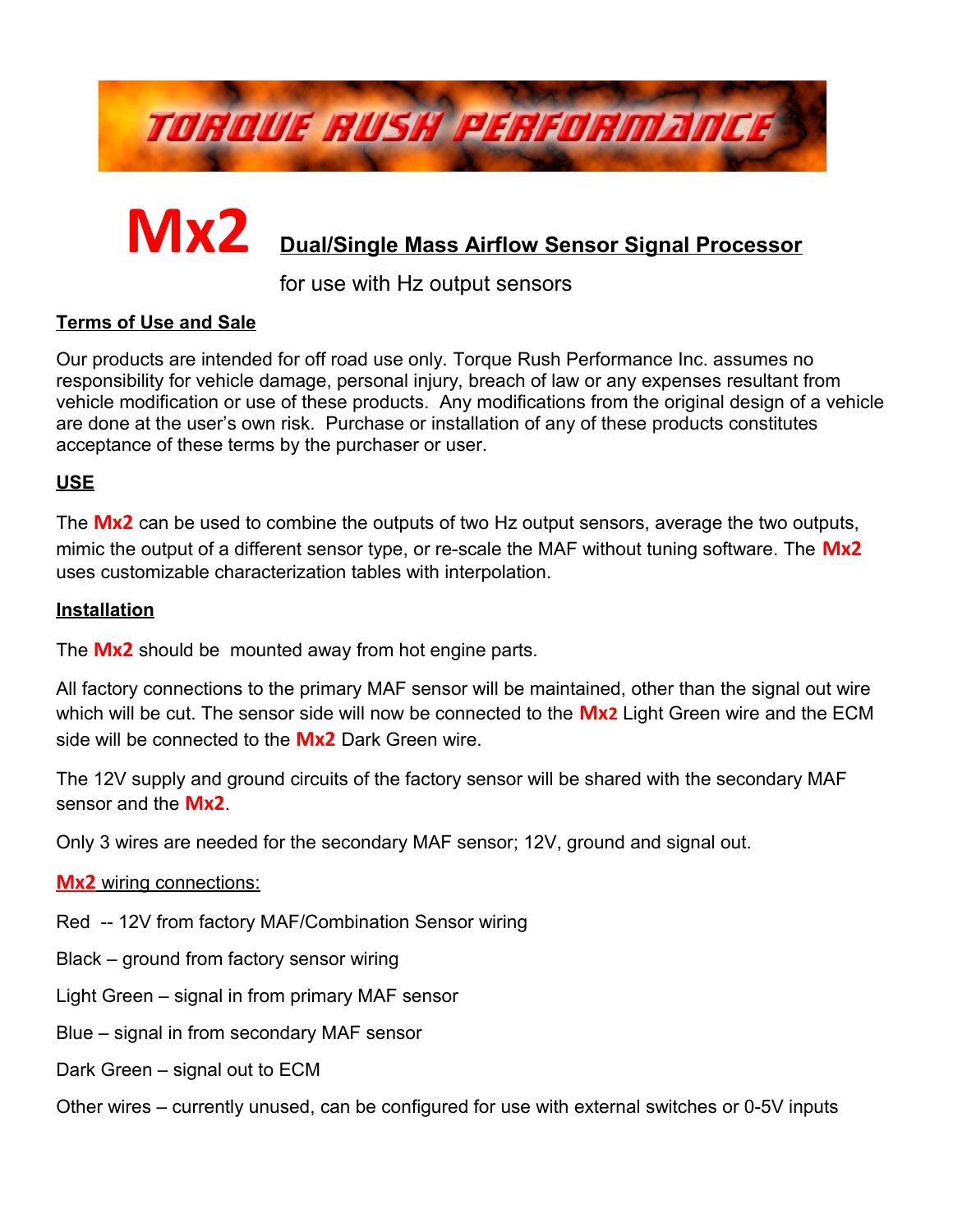TORQUE RUSH PERFORMANCE

# Mx2 Dual/Single Mass Airflow Sensor Signal Processor

for use with Hz output sensors

## Terms of Use and Sale

Our products are intended for off road use only. Torque Rush Performance Inc. assumes no responsibility for vehicle damage, personal injury, breach of law or any expenses resultant from vehicle modification or use of these products. Any modifications from the original design of a vehicle are done at the user's own risk. Purchase or installation of any of these products constitutes acceptance of these terms by the purchaser or user.

## USE

The **Mx2** can be used to combine the outputs of two Hz output sensors, average the two outputs, mimic the output of a different sensor type, or re-scale the MAF without tuning software. The **Mx2** uses customizable characterization tables with interpolation.

## Installation

The **Mx2** should be mounted away from hot engine parts.

All factory connections to the primary MAF sensor will be maintained, other than the signal out wire which will be cut. The sensor side will now be connected to the **Mx2** Light Green wire and the ECM side will be connected to the **Mx2** Dark Green wire.

The 12V supply and ground circuits of the factory sensor will be shared with the secondary MAF sensor and the **Mx2**.

Only 3 wires are needed for the secondary MAF sensor; 12V, ground and signal out.

### Mx2 wiring connections:

Red -- 12V from factory MAF/Combination Sensor wiring

Black – ground from factory sensor wiring

Light Green – signal in from primary MAF sensor

Blue – signal in from secondary MAF sensor

Dark Green – signal out to ECM

Other wires – currently unused, can be configured for use with external switches or 0-5V inputs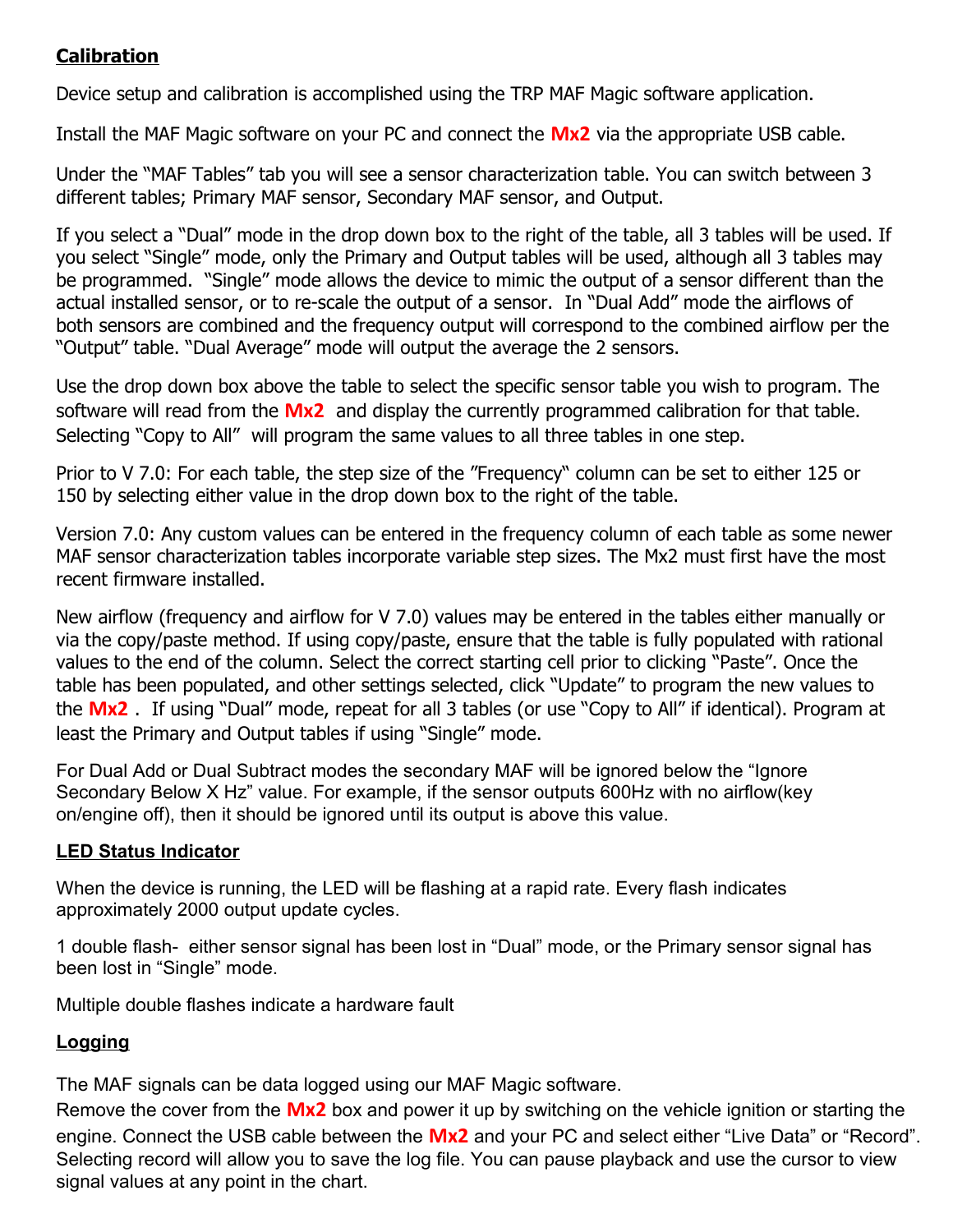## Calibration

Device setup and calibration is accomplished using the TRP MAF Magic software application.

Install the MAF Magic software on your PC and connect the **Mx2** via the appropriate USB cable.

Under the "MAF Tables" tab you will see a sensor characterization table. You can switch between 3 different tables; Primary MAF sensor, Secondary MAF sensor, and Output.

If you select a "Dual" mode in the drop down box to the right of the table, all 3 tables will be used. If you select "Single" mode, only the Primary and Output tables will be used, although all 3 tables may be programmed. "Single" mode allows the device to mimic the output of a sensor different than the actual installed sensor, or to re-scale the output of a sensor. In "Dual Add" mode the airflows of both sensors are combined and the frequency output will correspond to the combined airflow per the "Output" table. "Dual Average" mode will output the average the 2 sensors.

Use the drop down box above the table to select the specific sensor table you wish to program. The software will read from the **Mx2** and display the currently programmed calibration for that table. Selecting "Copy to All" will program the same values to all three tables in one step.

Prior to V 7.0: For each table, the step size of the "Frequency" column can be set to either 125 or 150 by selecting either value in the drop down box to the right of the table.

Version 7.0: Any custom values can be entered in the frequency column of each table as some newer MAF sensor characterization tables incorporate variable step sizes. The Mx2 must first have the most recent firmware installed.

New airflow (frequency and airflow for V 7.0) values may be entered in the tables either manually or via the copy/paste method. If using copy/paste, ensure that the table is fully populated with rational values to the end of the column. Select the correct starting cell prior to clicking "Paste". Once the table has been populated, and other settings selected, click "Update" to program the new values to the **Mx2** . If using "Dual" mode, repeat for all 3 tables (or use "Copy to All" if identical). Program at least the Primary and Output tables if using "Single" mode.

For Dual Add or Dual Subtract modes the secondary MAF will be ignored below the "Ignore Secondary Below X Hz" value. For example, if the sensor outputs 600Hz with no airflow(key on/engine off), then it should be ignored until its output is above this value.

## LED Status Indicator

When the device is running, the LED will be flashing at a rapid rate. Every flash indicates approximately 2000 output update cycles.

1 double flash- either sensor signal has been lost in "Dual" mode, or the Primary sensor signal has been lost in "Single" mode.

Multiple double flashes indicate a hardware fault

## Logging

The MAF signals can be data logged using our MAF Magic software.
Remove the cover from the **Mx2** box and power it up by switching on the vehicle ignition or starting the engine. Connect the USB cable between the **Mx2** and your PC and select either "Live Data" or "Record". Selecting record will allow you to save the log file. You can pause playback and use the cursor to view signal values at any point in the chart.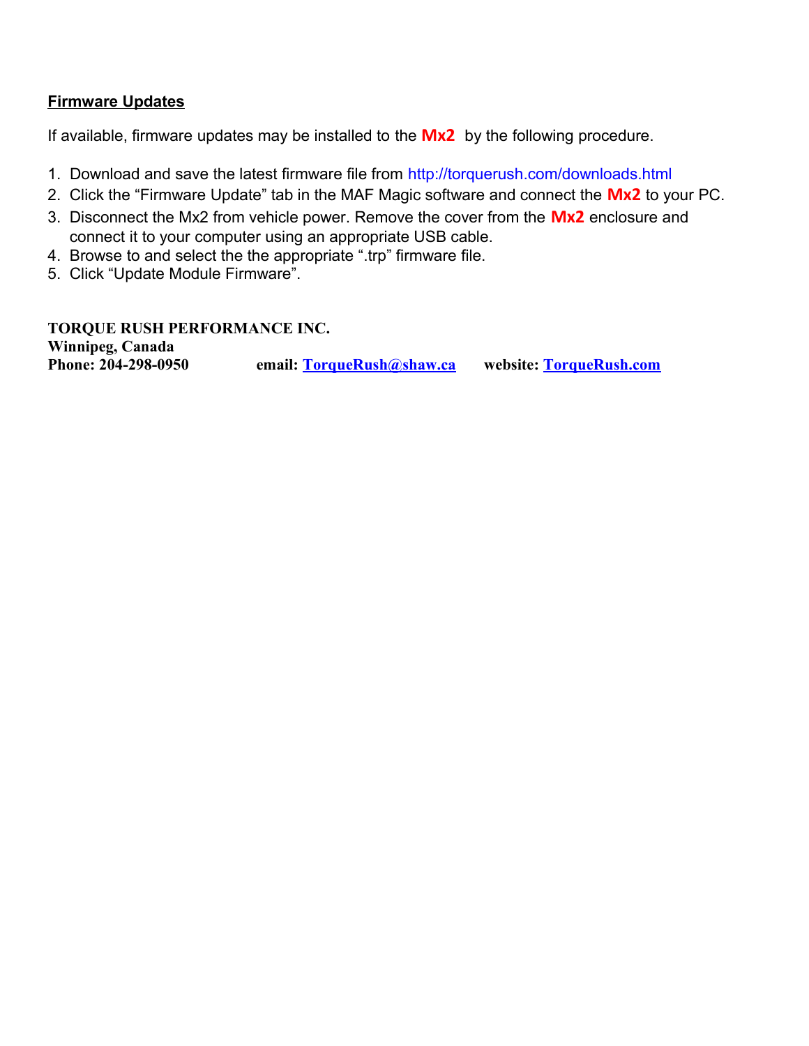**Firmware Updates**

If available, firmware updates may be installed to the **Mx2** by the following procedure.

1. Download and save the latest firmware file from http://torquerush.com/downloads.html
2. Click the "Firmware Update" tab in the MAF Magic software and connect the **Mx2** to your PC.
3. Disconnect the Mx2 from vehicle power. Remove the cover from the **Mx2** enclosure and connect it to your computer using an appropriate USB cable.
4. Browse to and select the the appropriate ".trp" firmware file.
5. Click "Update Module Firmware".

**TORQUE RUSH PERFORMANCE INC.**
**Winnipeg, Canada**
**Phone: 204-298-0950** **email: TorqueRush@shaw.ca** **website: TorqueRush.com**